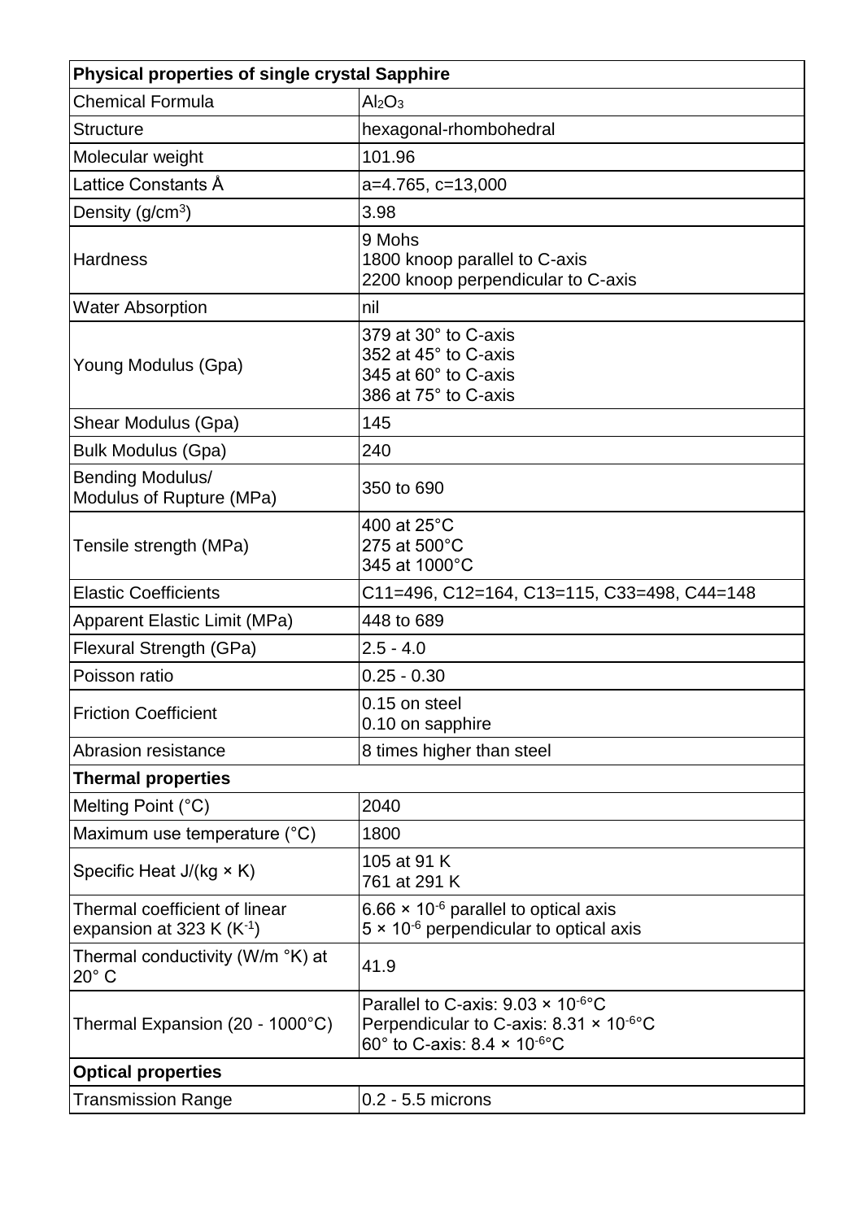| Physical properties of single crystal Sapphire | |
|---|---|
| Chemical Formula | $Al_2O_3$ |
| Structure | hexagonal-rhombohedral |
| Molecular weight | 101.96 |
| Lattice Constants Å | a=4.765, c=13,000 |
| Density ($g/cm^3$) | 3.98 |
| Hardness | 9 Mohs<br>1800 knoop parallel to C-axis<br>2200 knoop perpendicular to C-axis |
| Water Absorption | nil |
| Young Modulus (Gpa) | 379 at 30° to C-axis<br>352 at 45° to C-axis<br>345 at 60° to C-axis<br>386 at 75° to C-axis |
| Shear Modulus (Gpa) | 145 |
| Bulk Modulus (Gpa) | 240 |
| Bending Modulus/<br>Modulus of Rupture (MPa) | 350 to 690 |
| Tensile strength (MPa) | 400 at 25°C<br>275 at 500°C<br>345 at 1000°C |
| Elastic Coefficients | C11=496, C12=164, C13=115, C33=498, C44=148 |
| Apparent Elastic Limit (MPa) | 448 to 689 |
| Flexural Strength (GPa) | 2.5 - 4.0 |
| Poisson ratio | 0.25 - 0.30 |
| Friction Coefficient | 0.15 on steel<br>0.10 on sapphire |
| Abrasion resistance | 8 times higher than steel |
| **Thermal properties** | |
| Melting Point (°C) | 2040 |
| Maximum use temperature (°C) | 1800 |
| Specific Heat J/(kg × K) | 105 at 91 K<br>761 at 291 K |
| Thermal coefficient of linear expansion at 323 K ($K^{-1}$) | $6.66 \times 10^{-6}$ parallel to optical axis<br>$5 \times 10^{-6}$ perpendicular to optical axis |
| Thermal conductivity (W/m °K) at 20° C | 41.9 |
| Thermal Expansion (20 - 1000°C) | Parallel to C-axis: $9.03 \times 10^{-6}$°C<br>Perpendicular to C-axis: $8.31 \times 10^{-6}$°C<br>60° to C-axis: $8.4 \times 10^{-6}$°C |
| **Optical properties** | |
| Transmission Range | 0.2 - 5.5 microns |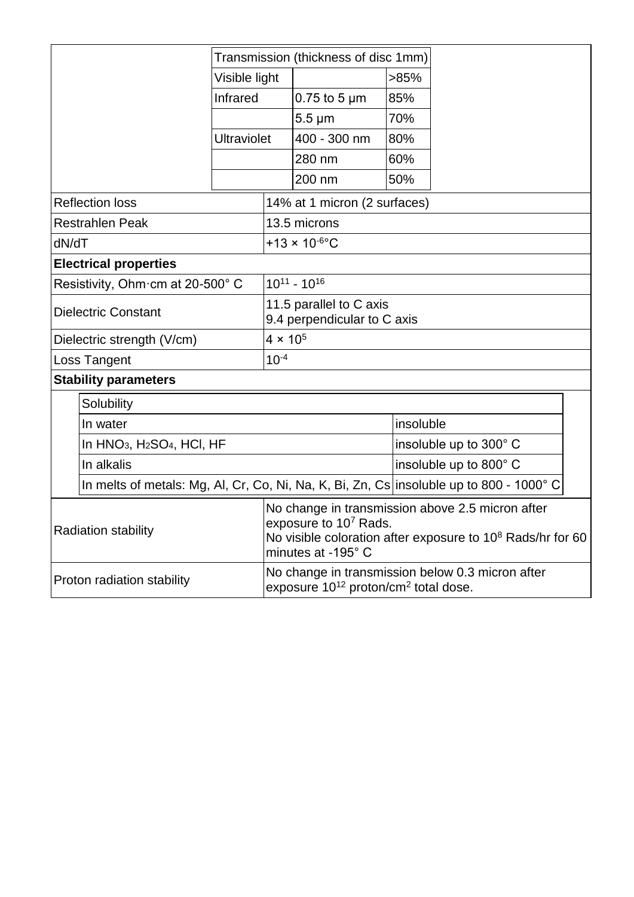| Transmission (thickness of disc 1mm) | | |
|---|---|---|
| Visible light | | >85% |
| Infrared | 0.75 to 5 μm | 85% |
| | 5.5 μm | 70% |
| Ultraviolet | 400 - 300 nm | 80% |
| | 280 nm | 60% |
| | 200 nm | 50% |

| | |
|---|---|
| Reflection loss | 14% at 1 micron (2 surfaces) |
| Restrahlen Peak | 13.5 microns |
| dN/dT | $+13 \times 10^{-6}$°C |
| **Electrical properties** | |
| Resistivity, Ohm·cm at 20-500° C | $10^{11}$ - $10^{16}$ |
| Dielectric Constant | 11.5 parallel to C axis<br>9.4 perpendicular to C axis |
| Dielectric strength (V/cm) | $4 \times 10^{5}$ |
| Loss Tangent | $10^{-4}$ |
| **Stability parameters** | |

| Solubility | |
|---|---|
| In water | insoluble |
| In $HNO_3$, $H_2SO_4$, HCl, HF | insoluble up to 300° C |
| In alkalis | insoluble up to 800° C |
| In melts of metals: Mg, Al, Cr, Co, Ni, Na, K, Bi, Zn, Cs | insoluble up to 800 - 1000° C |

| | |
|---|---|
| Radiation stability | No change in transmission above 2.5 micron after exposure to $10^{7}$ Rads.<br>No visible coloration after exposure to $10^{8}$ Rads/hr for 60 minutes at -195° C |
| Proton radiation stability | No change in transmission below 0.3 micron after exposure $10^{12}$ proton/cm$^{2}$ total dose. |